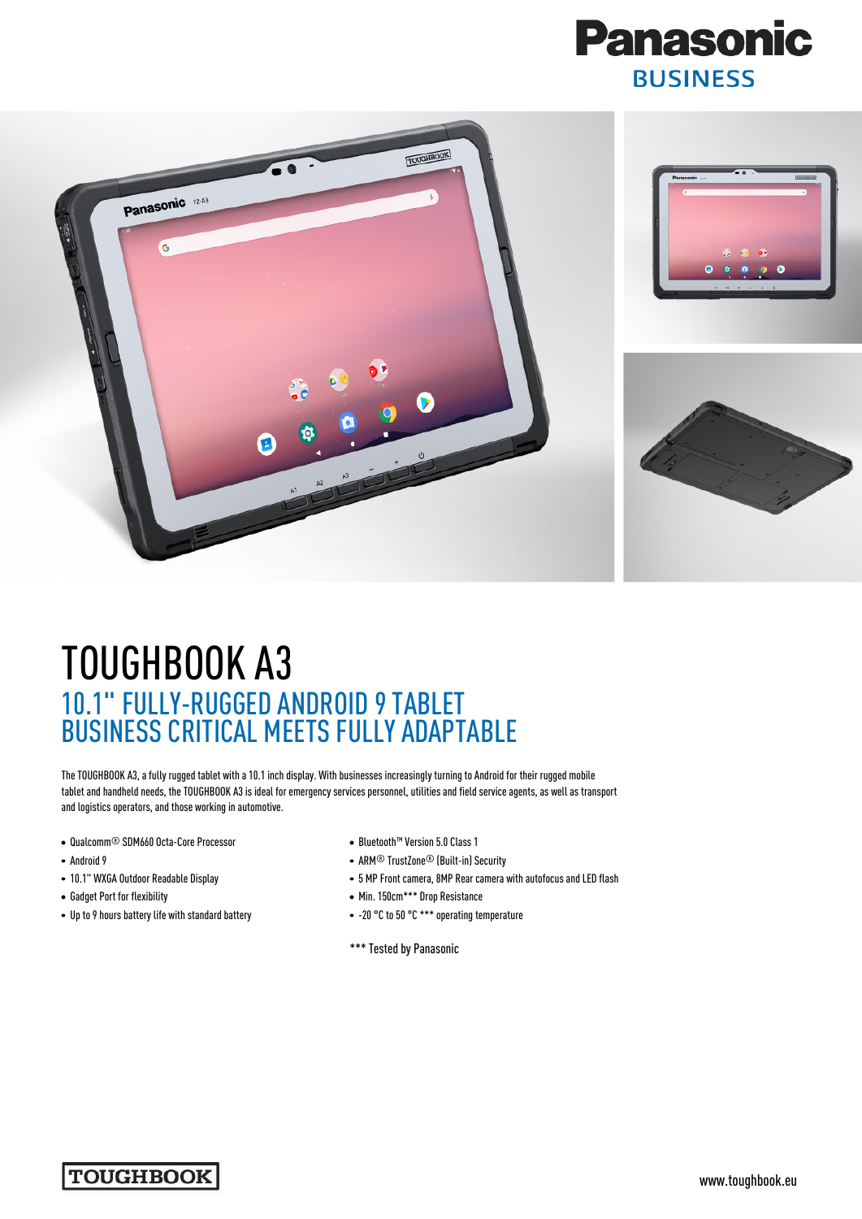Panasonic

BUSINESS

# TOUGHBOOK A3

## 10.1" FULLY-RUGGED ANDROID 9 TABLET BUSINESS CRITICAL MEETS FULLY ADAPTABLE

The TOUGHBOOK A3, a fully rugged tablet with a 10.1 inch display. With businesses increasingly turning to Android for their rugged mobile tablet and handheld needs, the TOUGHBOOK A3 is ideal for emergency services personnel, utilities and field service agents, as well as transport and logistics operators, and those working in automotive.

- Qualcomm® SDM660 Octa-Core Processor
- Android 9
- 10.1" WXGA Outdoor Readable Display
- Gadget Port for flexibility
- Up to 9 hours battery life with standard battery
- Bluetooth™ Version 5.0 Class 1
- ARM® TrustZone® (Built-in) Security
- 5 MP Front camera, 8MP Rear camera with autofocus and LED flash
- Min. 150cm*** Drop Resistance
- -20 °C to 50 °C *** operating temperature

*** Tested by Panasonic

TOUGHBOOK

www.toughbook.eu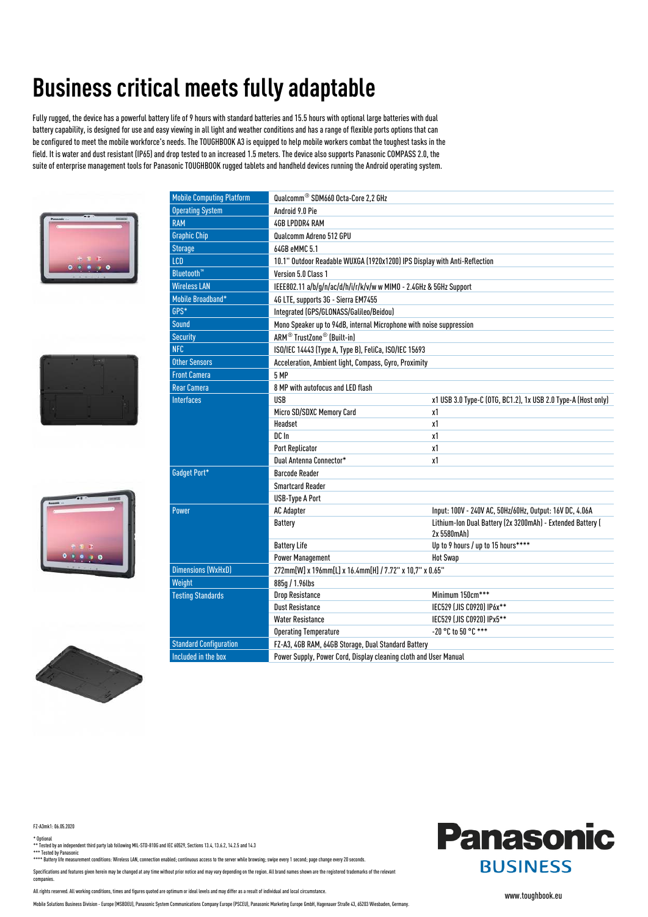# Business critical meets fully adaptable

Fully rugged, the device has a powerful battery life of 9 hours with standard batteries and 15.5 hours with optional large batteries with dual battery capability, is designed for use and easy viewing in all light and weather conditions and has a range of flexible ports options that can be configured to meet the mobile workforce's needs. The TOUGHBOOK A3 is equipped to help mobile workers combat the toughest tasks in the field. It is water and dust resistant (IP65) and drop tested to an increased 1.5 meters. The device also supports Panasonic COMPASS 2.0, the suite of enterprise management tools for Panasonic TOUGHBOOK rugged tablets and handheld devices running the Android operating system.

| | | |
|---|---|---|
| Mobile Computing Platform | Qualcomm® SDM660 Octa-Core 2,2 GHz | |
| Operating System | Android 9.0 Pie | |
| RAM | 4GB LPDDR4 RAM | |
| Graphic Chip | Qualcomm Adreno 512 GPU | |
| Storage | 64GB eMMC 5.1 | |
| LCD | 10.1" Outdoor Readable WUXGA (1920x1200) IPS Display with Anti-Reflection | |
| Bluetooth™ | Version 5.0 Class 1 | |
| Wireless LAN | IEEE802.11 a/b/g/n/ac/d/h/i/r/k/v/w w MIMO - 2.4GHz & 5GHz Support | |
| Mobile Broadband* | 4G LTE, supports 3G - Sierra EM7455 | |
| GPS* | Integrated (GPS/GLONASS/Galileo/Beidou) | |
| Sound | Mono Speaker up to 94dB, internal Microphone with noise suppression | |
| Security | ARM® TrustZone® (Built-in) | |
| NFC | ISO/IEC 14443 (Type A, Type B), FeliCa, ISO/IEC 15693 | |
| Other Sensors | Acceleration, Ambient light, Compass, Gyro, Proximity | |
| Front Camera | 5 MP | |
| Rear Camera | 8 MP with autofocus and LED flash | |
| Interfaces | USB | x1 USB 3.0 Type-C (OTG, BC1.2), 1x USB 2.0 Type-A (Host only) |
| | Micro SD/SDXC Memory Card | x1 |
| | Headset | x1 |
| | DC In | x1 |
| | Port Replicator | x1 |
| | Dual Antenna Connector* | x1 |
| Gadget Port* | Barcode Reader | |
| | Smartcard Reader | |
| | USB-Type A Port | |
| Power | AC Adapter | Input: 100V - 240V AC, 50Hz/60Hz, Output: 16V DC, 4.06A |
| | Battery | Lithium-Ion Dual Battery (2x 3200mAh) - Extended Battery ( 2x 5580mAh) |
| | Battery Life | Up to 9 hours / up to 15 hours**** |
| | Power Management | Hot Swap |
| Dimensions (WxHxD) | 272mm(W) x 196mm(L) x 16.4mm(H) / 7.72" x 10,7" x 0.65" | |
| Weight | 885g / 1.96lbs | |
| Testing Standards | Drop Resistance | Minimum 150cm*** |
| | Dust Resistance | IEC529 (JIS C0920) IP6x** |
| | Water Resistance | IEC529 (JIS C0920) IPx5** |
| | Operating Temperature | -20 °C to 50 °C *** |
| Standard Configuration | FZ-A3, 4GB RAM, 64GB Storage, Dual Standard Battery | |
| Included in the box | Power Supply, Power Cord, Display cleaning cloth and User Manual | |

FZ-A3mk1: 06.05.2020

\* Optional
** Tested by an independent third party lab following MIL-STD-810G and IEC 60529, Sections 13.4, 13.6.2, 14.2.5 and 14.3
*** Tested by Panasonic
**** Battery life measurement conditions: Wireless LAN, connection enabled; continuous access to the server while browsing; swipe every 1 second; page change every 20 seconds.

Specifications and features given herein may be changed at any time without prior notice and may vary depending on the region. All brand names shown are the registered trademarks of the relevant companies.

All rights reserved. All working conditions, times and figures quoted are optimum or ideal levels and may differ as a result of individual and local circumstance.

Mobile Solutions Business Division - Europe (MSBDEU), Panasonic System Communications Company Europe (PSCEU), Panasonic Marketing Europe GmbH, Hagenauer Straße 43, 65203 Wiesbaden, Germany.

Panasonic BUSINESS

www.toughbook.eu